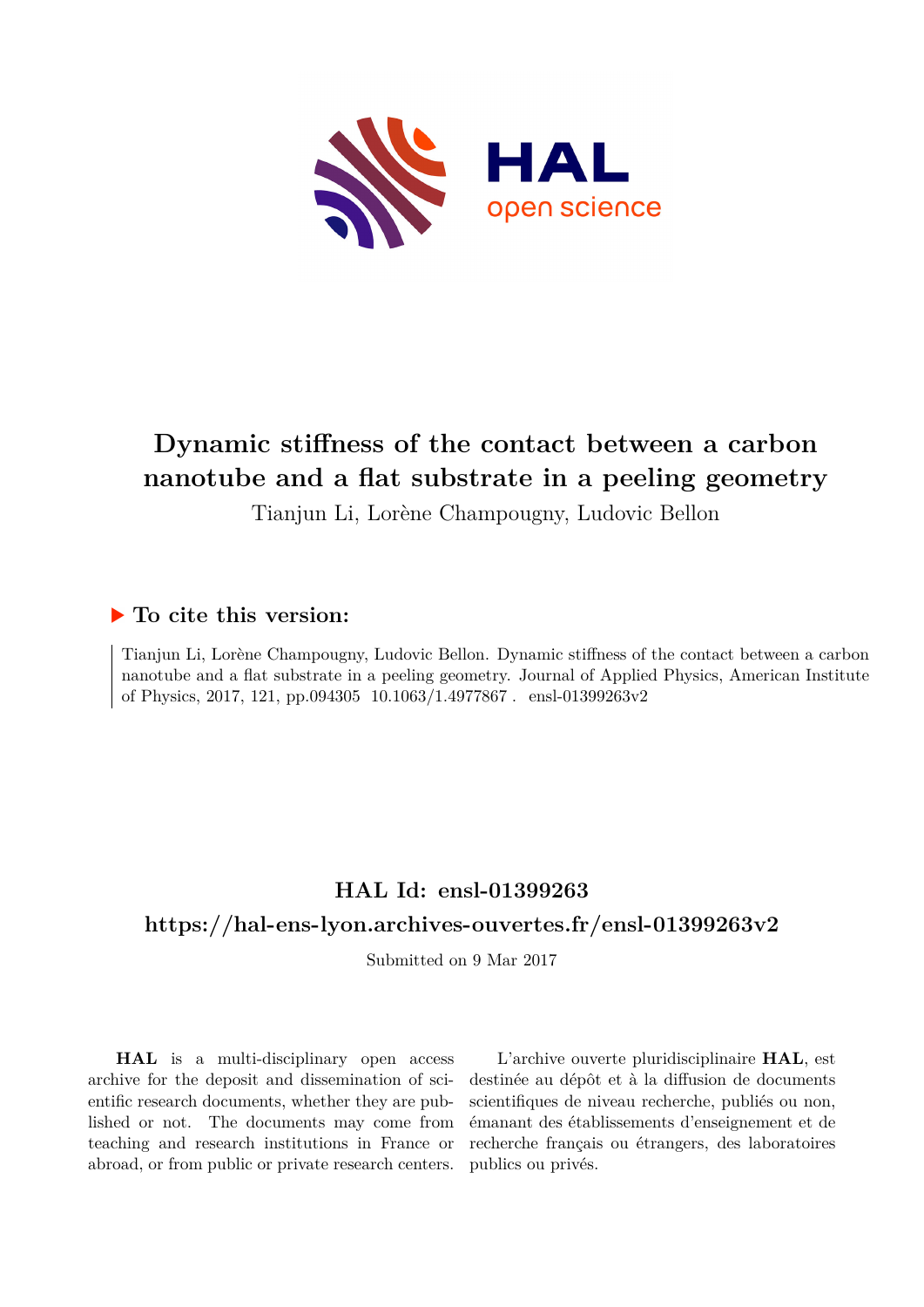# Dynamic stiffness of the contact between a carbon nanotube and a flat substrate in a peeling geometry

Tianjun Li, Lorène Champougny, Ludovic Bellon

## ▶ To cite this version:

Tianjun Li, Lorène Champougny, Ludovic Bellon. Dynamic stiffness of the contact between a carbon nanotube and a flat substrate in a peeling geometry. Journal of Applied Physics, American Institute of Physics, 2017, 121, pp.094305 10.1063/1.4977867 . ensl-01399263v2

## HAL Id: ensl-01399263

## https://hal-ens-lyon.archives-ouvertes.fr/ensl-01399263v2

Submitted on 9 Mar 2017

**HAL** is a multi-disciplinary open access archive for the deposit and dissemination of scientific research documents, whether they are published or not. The documents may come from teaching and research institutions in France or abroad, or from public or private research centers.

L'archive ouverte pluridisciplinaire **HAL**, est destinée au dépôt et à la diffusion de documents scientifiques de niveau recherche, publiés ou non, émanant des établissements d'enseignement et de recherche français ou étrangers, des laboratoires publics ou privés.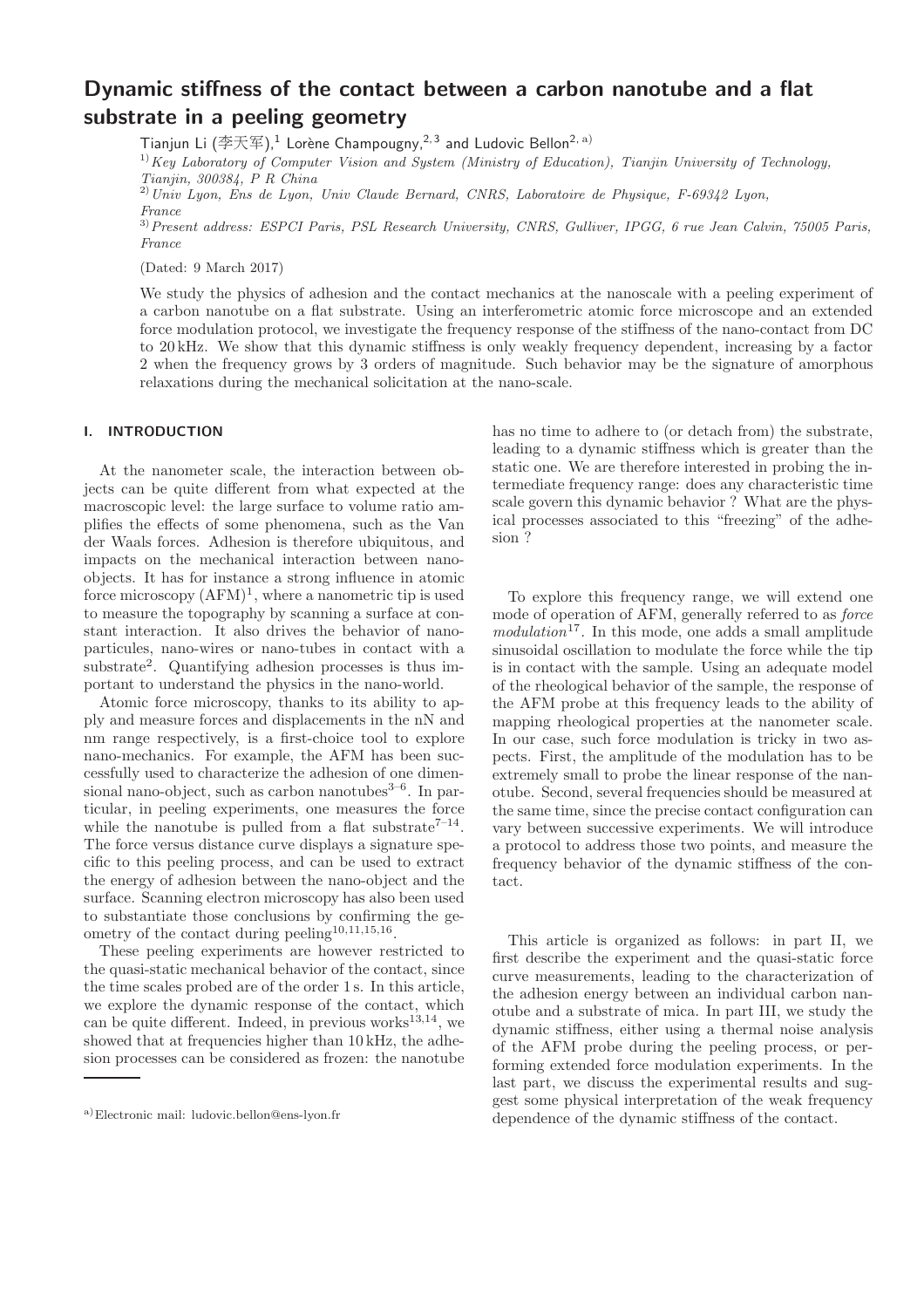# Dynamic stiffness of the contact between a carbon nanotube and a flat substrate in a peeling geometry

Tianjun Li (李天军),[1] Lorène Champougny,[2,3] and Ludovic Bellon[2,a)]

[1)] *Key Laboratory of Computer Vision and System (Ministry of Education), Tianjin University of Technology, Tianjin, 300384, P R China*

[2)] *Univ Lyon, Ens de Lyon, Univ Claude Bernard, CNRS, Laboratoire de Physique, F-69342 Lyon, France*

[3)] *Present address: ESPCI Paris, PSL Research University, CNRS, Gulliver, IPGG, 6 rue Jean Calvin, 75005 Paris, France*

(Dated: 9 March 2017)

We study the physics of adhesion and the contact mechanics at the nanoscale with a peeling experiment of a carbon nanotube on a flat substrate. Using an interferometric atomic force microscope and an extended force modulation protocol, we investigate the frequency response of the stiffness of the nano-contact from DC to 20 kHz. We show that this dynamic stiffness is only weakly frequency dependent, increasing by a factor 2 when the frequency grows by 3 orders of magnitude. Such behavior may be the signature of amorphous relaxations during the mechanical solicitation at the nano-scale.

## I. INTRODUCTION

At the nanometer scale, the interaction between objects can be quite different from what expected at the macroscopic level: the large surface to volume ratio amplifies the effects of some phenomena, such as the Van der Waals forces. Adhesion is therefore ubiquitous, and impacts on the mechanical interaction between nano-objects. It has for instance a strong influence in atomic force microscopy (AFM)[1], where a nanometric tip is used to measure the topography by scanning a surface at constant interaction. It also drives the behavior of nano-particules, nano-wires or nano-tubes in contact with a substrate[2]. Quantifying adhesion processes is thus important to understand the physics in the nano-world.

Atomic force microscopy, thanks to its ability to apply and measure forces and displacements in the nN and nm range respectively, is a first-choice tool to explore nano-mechanics. For example, the AFM has been successfully used to characterize the adhesion of one dimensional nano-object, such as carbon nanotubes[3–6]. In particular, in peeling experiments, one measures the force while the nanotube is pulled from a flat substrate[7–14]. The force versus distance curve displays a signature specific to this peeling process, and can be used to extract the energy of adhesion between the nano-object and the surface. Scanning electron microscopy has also been used to substantiate those conclusions by confirming the geometry of the contact during peeling[10,11,15,16].

These peeling experiments are however restricted to the quasi-static mechanical behavior of the contact, since the time scales probed are of the order 1 s. In this article, we explore the dynamic response of the contact, which can be quite different. Indeed, in previous works[13,14], we showed that at frequencies higher than 10 kHz, the adhesion processes can be considered as frozen: the nanotube has no time to adhere to (or detach from) the substrate, leading to a dynamic stiffness which is greater than the static one. We are therefore interested in probing the intermediate frequency range: does any characteristic time scale govern this dynamic behavior ? What are the physical processes associated to this "freezing" of the adhesion ?

To explore this frequency range, we will extend one mode of operation of AFM, generally referred to as *force modulation*[17]. In this mode, one adds a small amplitude sinusoidal oscillation to modulate the force while the tip is in contact with the sample. Using an adequate model of the rheological behavior of the sample, the response of the AFM probe at this frequency leads to the ability of mapping rheological properties at the nanometer scale. In our case, such force modulation is tricky in two aspects. First, the amplitude of the modulation has to be extremely small to probe the linear response of the nanotube. Second, several frequencies should be measured at the same time, since the precise contact configuration can vary between successive experiments. We will introduce a protocol to address those two points, and measure the frequency behavior of the dynamic stiffness of the contact.

This article is organized as follows: in part II, we first describe the experiment and the quasi-static force curve measurements, leading to the characterization of the adhesion energy between an individual carbon nanotube and a substrate of mica. In part III, we study the dynamic stiffness, either using a thermal noise analysis of the AFM probe during the peeling process, or performing extended force modulation experiments. In the last part, we discuss the experimental results and suggest some physical interpretation of the weak frequency dependence of the dynamic stiffness of the contact.

[a)] Electronic mail: ludovic.bellon@ens-lyon.fr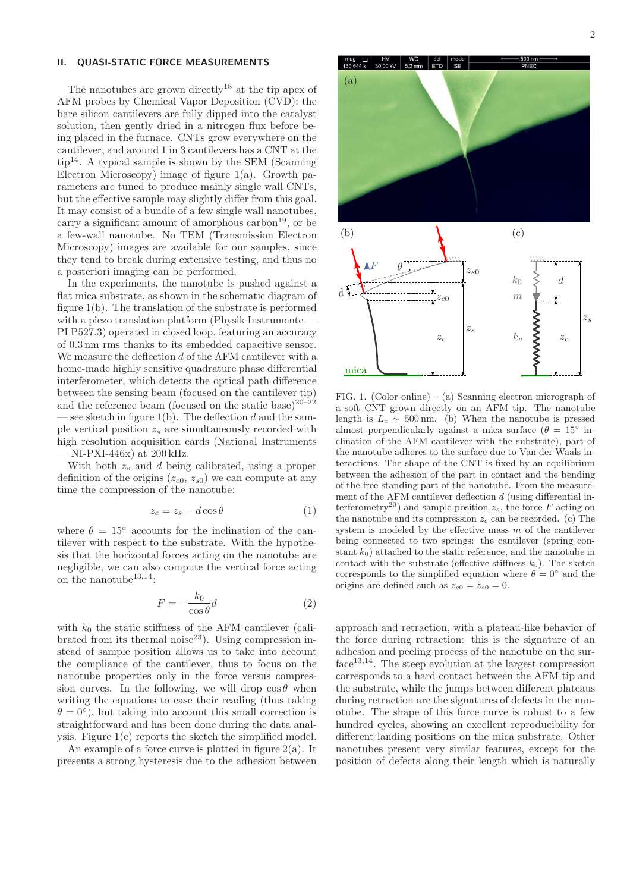## II. QUASI-STATIC FORCE MEASUREMENTS

The nanotubes are grown directly[18] at the tip apex of AFM probes by Chemical Vapor Deposition (CVD): the bare silicon cantilevers are fully dipped into the catalyst solution, then gently dried in a nitrogen flux before being placed in the furnace. CNTs grow everywhere on the cantilever, and around 1 in 3 cantilevers has a CNT at the tip[14]. A typical sample is shown by the SEM (Scanning Electron Microscopy) image of figure 1(a). Growth parameters are tuned to produce mainly single wall CNTs, but the effective sample may slightly differ from this goal. It may consist of a bundle of a few single wall nanotubes, carry a significant amount of amorphous carbon[19], or be a few-wall nanotube. No TEM (Transmission Electron Microscopy) images are available for our samples, since they tend to break during extensive testing, and thus no a posteriori imaging can be performed.

In the experiments, the nanotube is pushed against a flat mica substrate, as shown in the schematic diagram of figure 1(b). The translation of the substrate is performed with a piezo translation platform (Physik Instrumente — PI P527.3) operated in closed loop, featuring an accuracy of 0.3 nm rms thanks to its embedded capacitive sensor. We measure the deflection $d$ of the AFM cantilever with a home-made highly sensitive quadrature phase differential interferometer, which detects the optical path difference between the sensing beam (focused on the cantilever tip) and the reference beam (focused on the static base)[20–22] — see sketch in figure 1(b). The deflection $d$ and the sample vertical position $z_s$ are simultaneously recorded with high resolution acquisition cards (National Instruments — NI-PXI-446x) at 200 kHz.

With both $z_s$ and $d$ being calibrated, using a proper definition of the origins ($z_{c0}$, $z_{s0}$) we can compute at any time the compression of the nanotube:

$$z_c = z_s - d\cos\theta \tag{1}$$

where $\theta = 15°$ accounts for the inclination of the cantilever with respect to the substrate. With the hypothesis that the horizontal forces acting on the nanotube are negligible, we can also compute the vertical force acting on the nanotube[13,14]:

$$F = -\frac{k_0}{\cos\theta}d \tag{2}$$

with $k_0$ the static stiffness of the AFM cantilever (calibrated from its thermal noise[23]). Using compression instead of sample position allows us to take into account the compliance of the cantilever, thus to focus on the nanotube properties only in the force versus compression curves. In the following, we will drop $\cos\theta$ when writing the equations to ease their reading (thus taking $\theta = 0°$), but taking into account this small correction is straightforward and has been done during the data analysis. Figure 1(c) reports the sketch the simplified model.

An example of a force curve is plotted in figure 2(a). It presents a strong hysteresis due to the adhesion between approach and retraction, with a plateau-like behavior of the force during retraction: this is the signature of an adhesion and peeling process of the nanotube on the surface[13,14]. The steep evolution at the largest compression corresponds to a hard contact between the AFM tip and the substrate, while the jumps between different plateaus during retraction are the signatures of defects in the nanotube. The shape of this force curve is robust to a few hundred cycles, showing an excellent reproducibility for different landing positions on the mica substrate. Other nanotubes present very similar features, except for the position of defects along their length which is naturally

FIG. 1. (Color online) – (a) Scanning electron micrograph of a soft CNT grown directly on an AFM tip. The nanotube length is $L_c \sim 500$ nm. (b) When the nanotube is pressed almost perpendicularly against a mica surface ($\theta = 15°$ inclination of the AFM cantilever with the substrate), part of the nanotube adheres to the surface due to Van der Waals interactions. The shape of the CNT is fixed by an equilibrium between the adhesion of the part in contact and the bending of the free standing part of the nanotube. From the measurement of the AFM cantilever deflection $d$ (using differential interferometry[20]) and sample position $z_s$, the force $F$ acting on the nanotube and its compression $z_c$ can be recorded. (c) The system is modeled by the effective mass $m$ of the cantilever being connected to two springs: the cantilever (spring constant $k_0$) attached to the static reference, and the nanotube in contact with the substrate (effective stiffness $k_c$). The sketch corresponds to the simplified equation where $\theta = 0°$ and the origins are defined such as $z_{c0} = z_{s0} = 0$.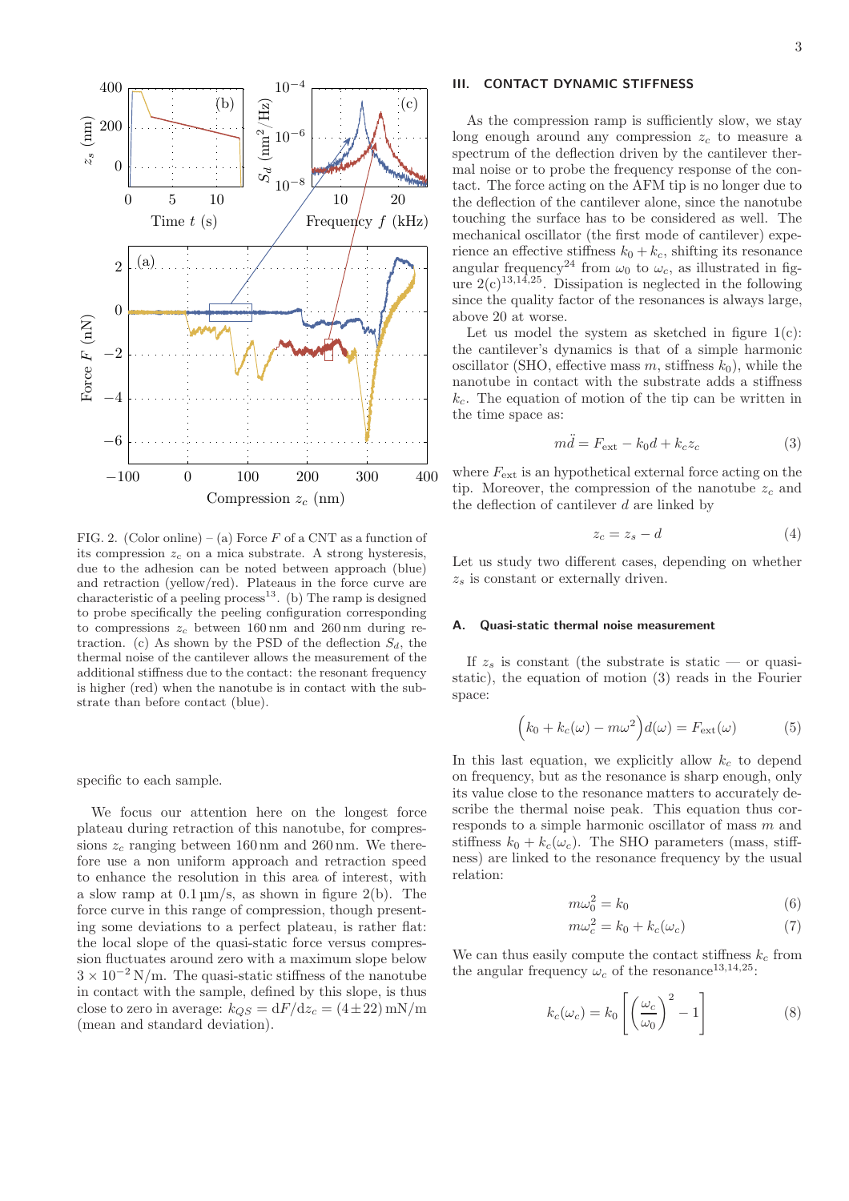FIG. 2. (Color online) – (a) Force $F$ of a CNT as a function of its compression $z_c$ on a mica substrate. A strong hysteresis, due to the adhesion can be noted between approach (blue) and retraction (yellow/red). Plateaus in the force curve are characteristic of a peeling process[13]. (b) The ramp is designed to probe specifically the peeling configuration corresponding to compressions $z_c$ between 160 nm and 260 nm during retraction. (c) As shown by the PSD of the deflection $S_d$, the thermal noise of the cantilever allows the measurement of the additional stiffness due to the contact: the resonant frequency is higher (red) when the nanotube is in contact with the substrate than before contact (blue).

specific to each sample.

We focus our attention here on the longest force plateau during retraction of this nanotube, for compressions $z_c$ ranging between 160 nm and 260 nm. We therefore use a non uniform approach and retraction speed to enhance the resolution in this area of interest, with a slow ramp at 0.1 µm/s, as shown in figure 2(b). The force curve in this range of compression, though presenting some deviations to a perfect plateau, is rather flat: the local slope of the quasi-static force versus compression fluctuates around zero with a maximum slope below $3 \times 10^{-2}$ N/m. The quasi-static stiffness of the nanotube in contact with the sample, defined by this slope, is thus close to zero in average: $k_{QS} = \mathrm{d}F/\mathrm{d}z_c = (4 \pm 22)$ mN/m (mean and standard deviation).

## III. CONTACT DYNAMIC STIFFNESS

As the compression ramp is sufficiently slow, we stay long enough around any compression $z_c$ to measure a spectrum of the deflection driven by the cantilever thermal noise or to probe the frequency response of the contact. The force acting on the AFM tip is no longer due to the deflection of the cantilever alone, since the nanotube touching the surface has to be considered as well. The mechanical oscillator (the first mode of cantilever) experience an effective stiffness $k_0 + k_c$, shifting its resonance angular frequency[24] from $\omega_0$ to $\omega_c$, as illustrated in figure 2(c)[13,14,25]. Dissipation is neglected in the following since the quality factor of the resonances is always large, above 20 at worse.

Let us model the system as sketched in figure 1(c): the cantilever's dynamics is that of a simple harmonic oscillator (SHO, effective mass $m$, stiffness $k_0$), while the nanotube in contact with the substrate adds a stiffness $k_c$. The equation of motion of the tip can be written in the time space as:

$$m\ddot{d} = F_{\mathrm{ext}} - k_0 d + k_c z_c \tag{3}$$

where $F_{\mathrm{ext}}$ is an hypothetical external force acting on the tip. Moreover, the compression of the nanotube $z_c$ and the deflection of cantilever $d$ are linked by

$$z_c = z_s - d \tag{4}$$

Let us study two different cases, depending on whether $z_s$ is constant or externally driven.

### A. Quasi-static thermal noise measurement

If $z_s$ is constant (the substrate is static — or quasi-static), the equation of motion (3) reads in the Fourier space:

$$\Big(k_0 + k_c(\omega) - m\omega^2\Big) d(\omega) = F_{\mathrm{ext}}(\omega) \tag{5}$$

In this last equation, we explicitly allow $k_c$ to depend on frequency, but as the resonance is sharp enough, only its value close to the resonance matters to accurately describe the thermal noise peak. This equation thus corresponds to a simple harmonic oscillator of mass $m$ and stiffness $k_0 + k_c(\omega_c)$. The SHO parameters (mass, stiffness) are linked to the resonance frequency by the usual relation:

$$m\omega_0^2 = k_0 \tag{6}$$

$$m\omega_c^2 = k_0 + k_c(\omega_c) \tag{7}$$

We can thus easily compute the contact stiffness $k_c$ from the angular frequency $\omega_c$ of the resonance[13,14,25]:

$$k_c(\omega_c) = k_0 \left[ \left( \frac{\omega_c}{\omega_0} \right)^2 - 1 \right] \tag{8}$$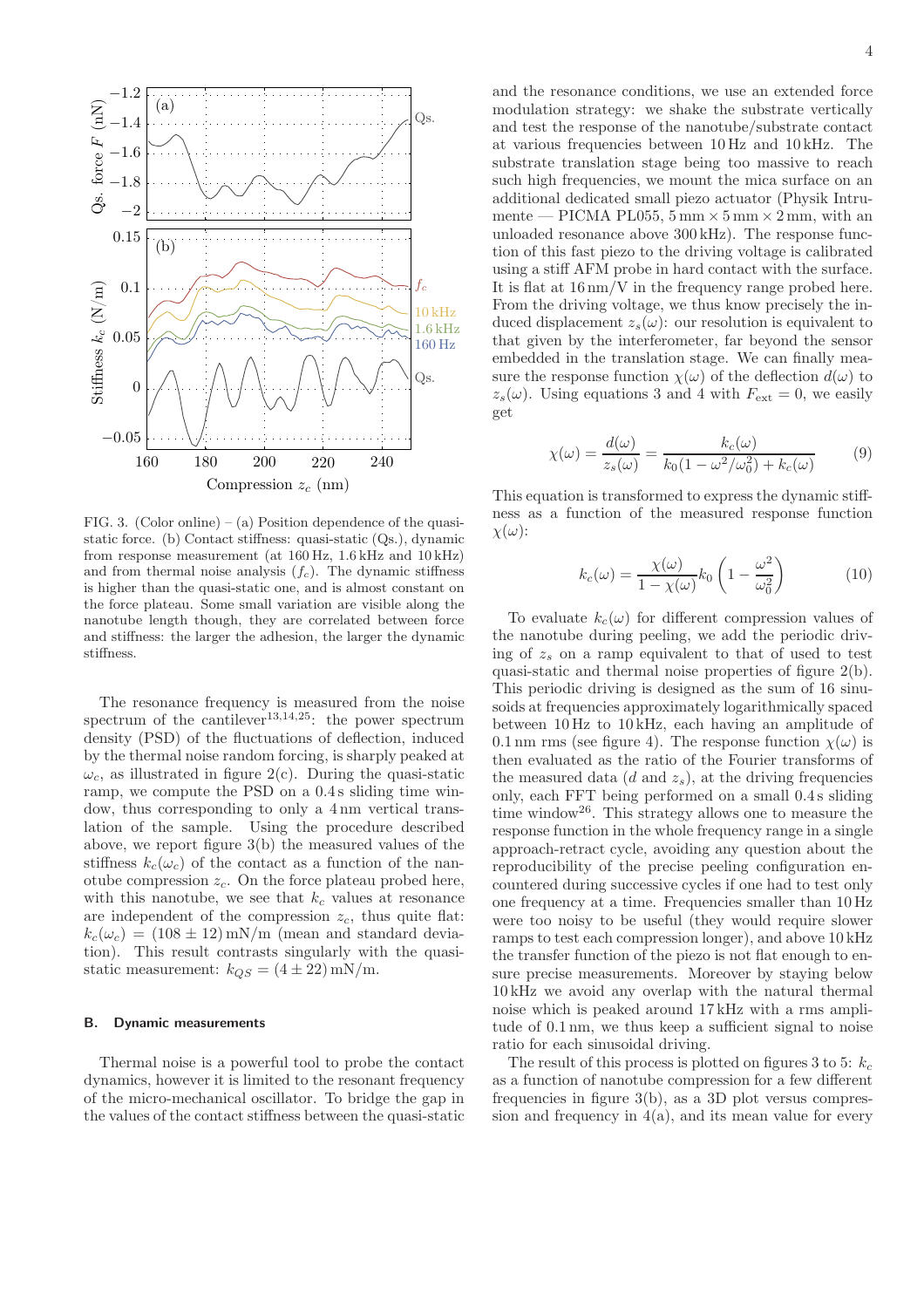FIG. 3. (Color online) – (a) Position dependence of the quasi-static force. (b) Contact stiffness: quasi-static (Qs.), dynamic from response measurement (at 160 Hz, 1.6 kHz and 10 kHz) and from thermal noise analysis ($f_c$). The dynamic stiffness is higher than the quasi-static one, and is almost constant on the force plateau. Some small variation are visible along the nanotube length though, they are correlated between force and stiffness: the larger the adhesion, the larger the dynamic stiffness.

The resonance frequency is measured from the noise spectrum of the cantilever[13,14,25]: the power spectrum density (PSD) of the fluctuations of deflection, induced by the thermal noise random forcing, is sharply peaked at $\omega_c$, as illustrated in figure 2(c). During the quasi-static ramp, we compute the PSD on a 0.4 s sliding time window, thus corresponding to only a 4 nm vertical translation of the sample. Using the procedure described above, we report figure 3(b) the measured values of the stiffness $k_c(\omega_c)$ of the contact as a function of the nanotube compression $z_c$. On the force plateau probed here, with this nanotube, we see that $k_c$ values at resonance are independent of the compression $z_c$, thus quite flat: $k_c(\omega_c) = (108 \pm 12)$ mN/m (mean and standard deviation). This result contrasts singularly with the quasi-static measurement: $k_{QS} = (4 \pm 22)$ mN/m.

### B. Dynamic measurements

Thermal noise is a powerful tool to probe the contact dynamics, however it is limited to the resonant frequency of the micro-mechanical oscillator. To bridge the gap in the values of the contact stiffness between the quasi-static and the resonance conditions, we use an extended force modulation strategy: we shake the substrate vertically and test the response of the nanotube/substrate contact at various frequencies between 10 Hz and 10 kHz. The substrate translation stage being too massive to reach such high frequencies, we mount the mica surface on an additional dedicated small piezo actuator (Physik Intrumente — PICMA PL055, 5 mm × 5 mm × 2 mm, with an unloaded resonance above 300 kHz). The response function of this fast piezo to the driving voltage is calibrated using a stiff AFM probe in hard contact with the surface. It is flat at 16 nm/V in the frequency range probed here. From the driving voltage, we thus know precisely the induced displacement $z_s(\omega)$: our resolution is equivalent to that given by the interferometer, far beyond the sensor embedded in the translation stage. We can finally measure the response function $\chi(\omega)$ of the deflection $d(\omega)$ to $z_s(\omega)$. Using equations 3 and 4 with $F_{\text{ext}} = 0$, we easily get

$$\chi(\omega) = \frac{d(\omega)}{z_s(\omega)} = \frac{k_c(\omega)}{k_0(1 - \omega^2/\omega_0^2) + k_c(\omega)} \tag{9}$$

This equation is transformed to express the dynamic stiffness as a function of the measured response function $\chi(\omega)$:

$$k_c(\omega) = \frac{\chi(\omega)}{1 - \chi(\omega)} k_0 \left(1 - \frac{\omega^2}{\omega_0^2}\right) \tag{10}$$

To evaluate $k_c(\omega)$ for different compression values of the nanotube during peeling, we add the periodic driving of $z_s$ on a ramp equivalent to that of used to test quasi-static and thermal noise properties of figure 2(b). This periodic driving is designed as the sum of 16 sinusoids at frequencies approximately logarithmically spaced between 10 Hz to 10 kHz, each having an amplitude of 0.1 nm rms (see figure 4). The response function $\chi(\omega)$ is then evaluated as the ratio of the Fourier transforms of the measured data ($d$ and $z_s$), at the driving frequencies only, each FFT being performed on a small 0.4 s sliding time window[26]. This strategy allows one to measure the response function in the whole frequency range in a single approach-retract cycle, avoiding any question about the reproducibility of the precise peeling configuration encountered during successive cycles if one had to test only one frequency at a time. Frequencies smaller than 10 Hz were too noisy to be useful (they would require slower ramps to test each compression longer), and above 10 kHz the transfer function of the piezo is not flat enough to ensure precise measurements. Moreover by staying below 10 kHz we avoid any overlap with the natural thermal noise which is peaked around 17 kHz with a rms amplitude of 0.1 nm, we thus keep a sufficient signal to noise ratio for each sinusoidal driving.

The result of this process is plotted on figures 3 to 5: $k_c$ as a function of nanotube compression for a few different frequencies in figure 3(b), as a 3D plot versus compression and frequency in 4(a), and its mean value for every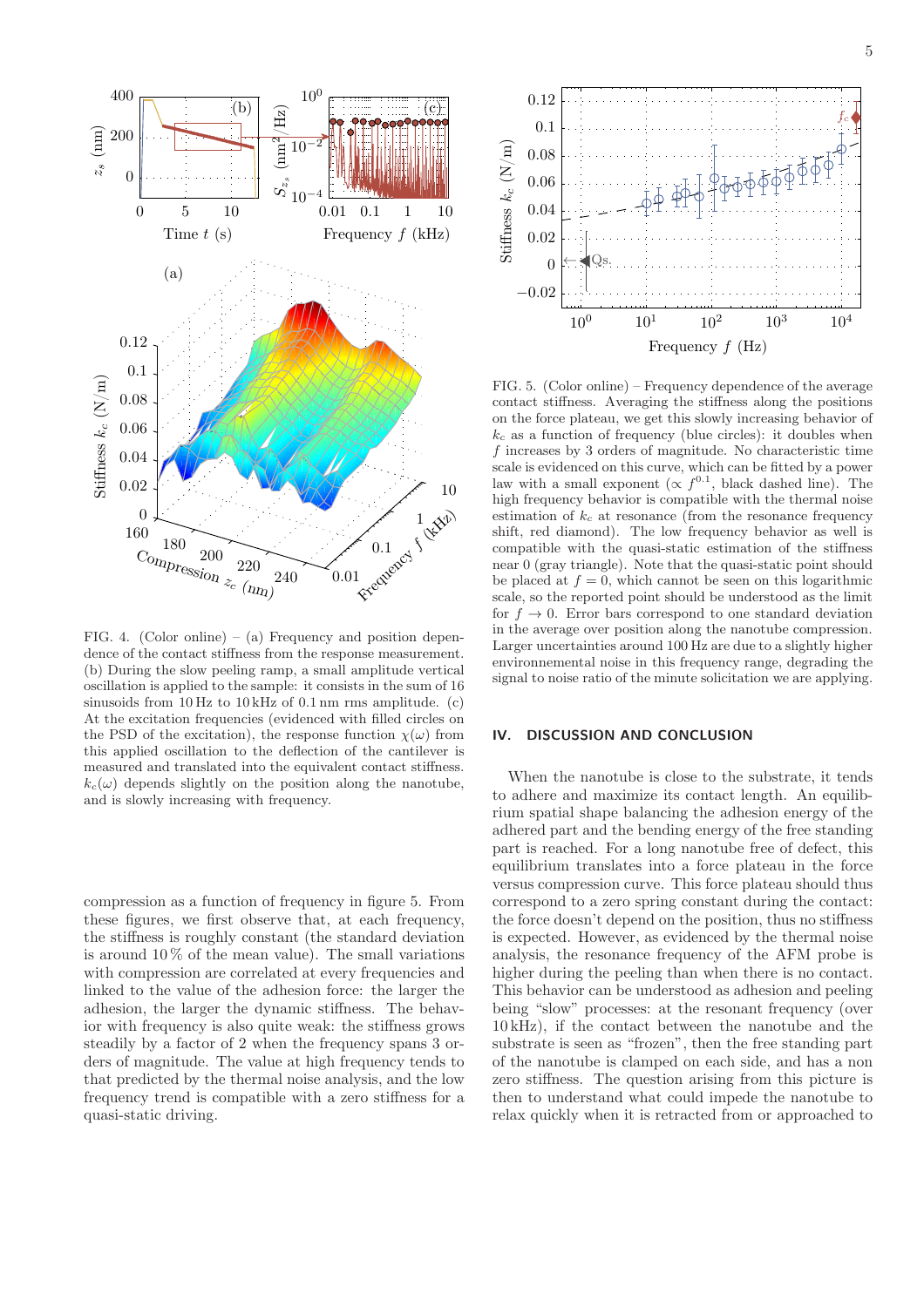FIG. 4. (Color online) – (a) Frequency and position dependence of the contact stiffness from the response measurement. (b) During the slow peeling ramp, a small amplitude vertical oscillation is applied to the sample: it consists in the sum of 16 sinusoids from 10 Hz to 10 kHz of 0.1 nm rms amplitude. (c) At the excitation frequencies (evidenced with filled circles on the PSD of the excitation), the response function $\chi(\omega)$ from this applied oscillation to the deflection of the cantilever is measured and translated into the equivalent contact stiffness. $k_c(\omega)$ depends slightly on the position along the nanotube, and is slowly increasing with frequency.

compression as a function of frequency in figure 5. From these figures, we first observe that, at each frequency, the stiffness is roughly constant (the standard deviation is around 10 % of the mean value). The small variations with compression are correlated at every frequencies and linked to the value of the adhesion force: the larger the adhesion, the larger the dynamic stiffness. The behavior with frequency is also quite weak: the stiffness grows steadily by a factor of 2 when the frequency spans 3 orders of magnitude. The value at high frequency tends to that predicted by the thermal noise analysis, and the low frequency trend is compatible with a zero stiffness for a quasi-static driving.

FIG. 5. (Color online) – Frequency dependence of the average contact stiffness. Averaging the stiffness along the positions on the force plateau, we get this slowly increasing behavior of $k_c$ as a function of frequency (blue circles): it doubles when $f$ increases by 3 orders of magnitude. No characteristic time scale is evidenced on this curve, which can be fitted by a power law with a small exponent ($\propto f^{0.1}$, black dashed line). The high frequency behavior is compatible with the thermal noise estimation of $k_c$ at resonance (from the resonance frequency shift, red diamond). The low frequency behavior as well is compatible with the quasi-static estimation of the stiffness near 0 (gray triangle). Note that the quasi-static point should be placed at $f = 0$, which cannot be seen on this logarithmic scale, so the reported point should be understood as the limit for $f \to 0$. Error bars correspond to one standard deviation in the average over position along the nanotube compression. Larger uncertainties around 100 Hz are due to a slightly higher environnemental noise in this frequency range, degrading the signal to noise ratio of the minute solicitation we are applying.

## IV. DISCUSSION AND CONCLUSION

When the nanotube is close to the substrate, it tends to adhere and maximize its contact length. An equilibrium spatial shape balancing the adhesion energy of the adhered part and the bending energy of the free standing part is reached. For a long nanotube free of defect, this equilibrium translates into a force plateau in the force versus compression curve. This force plateau should thus correspond to a zero spring constant during the contact: the force doesn't depend on the position, thus no stiffness is expected. However, as evidenced by the thermal noise analysis, the resonance frequency of the AFM probe is higher during the peeling than when there is no contact. This behavior can be understood as adhesion and peeling being "slow" processes: at the resonant frequency (over 10 kHz), if the contact between the nanotube and the substrate is seen as "frozen", then the free standing part of the nanotube is clamped on each side, and has a non zero stiffness. The question arising from this picture is then to understand what could impede the nanotube to relax quickly when it is retracted from or approached to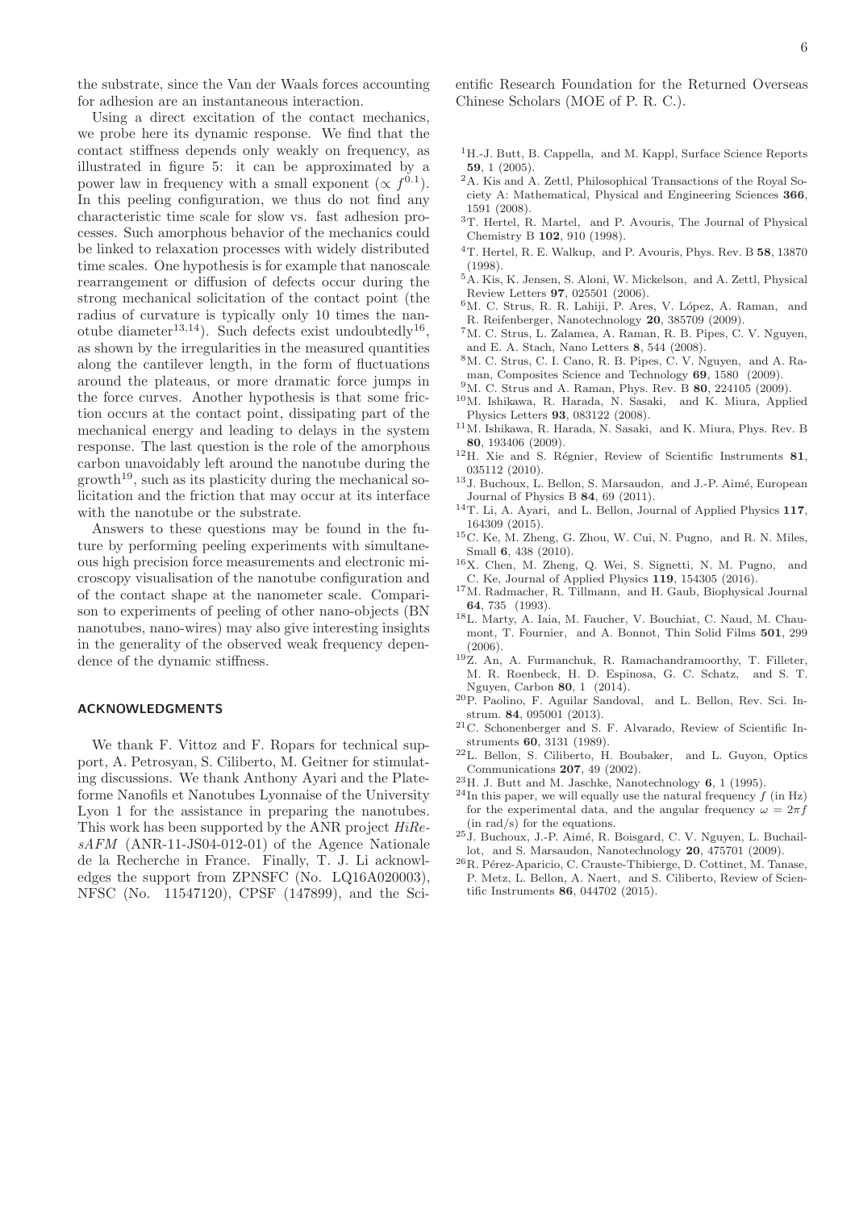the substrate, since the Van der Waals forces accounting for adhesion are an instantaneous interaction.

Using a direct excitation of the contact mechanics, we probe here its dynamic response. We find that the contact stiffness depends only weakly on frequency, as illustrated in figure 5: it can be approximated by a power law in frequency with a small exponent ($\propto f^{0.1}$). In this peeling configuration, we thus do not find any characteristic time scale for slow vs. fast adhesion processes. Such amorphous behavior of the mechanics could be linked to relaxation processes with widely distributed time scales. One hypothesis is for example that nanoscale rearrangement or diffusion of defects occur during the strong mechanical solicitation of the contact point (the radius of curvature is typically only 10 times the nanotube diameter[13,14]). Such defects exist undoubtedly[16], as shown by the irregularities in the measured quantities along the cantilever length, in the form of fluctuations around the plateaus, or more dramatic force jumps in the force curves. Another hypothesis is that some friction occurs at the contact point, dissipating part of the mechanical energy and leading to delays in the system response. The last question is the role of the amorphous carbon unavoidably left around the nanotube during the growth[19], such as its plasticity during the mechanical solicitation and the friction that may occur at its interface with the nanotube or the substrate.

Answers to these questions may be found in the future by performing peeling experiments with simultaneous high precision force measurements and electronic microscopy visualisation of the nanotube configuration and of the contact shape at the nanometer scale. Comparison to experiments of peeling of other nano-objects (BN nanotubes, nano-wires) may also give interesting insights in the generality of the observed weak frequency dependence of the dynamic stiffness.

## ACKNOWLEDGMENTS

We thank F. Vittoz and F. Ropars for technical support, A. Petrosyan, S. Ciliberto, M. Geitner for stimulating discussions. We thank Anthony Ayari and the Plateforme Nanofils et Nanotubes Lyonnaise of the University Lyon 1 for the assistance in preparing the nanotubes. This work has been supported by the ANR project *HiResAFM* (ANR-11-JS04-012-01) of the Agence Nationale de la Recherche in France. Finally, T. J. Li acknowledges the support from ZPNSFC (No. LQ16A020003), NFSC (No. 11547120), CPSF (147899), and the Scientific Research Foundation for the Returned Overseas Chinese Scholars (MOE of P. R. C.).

[1] H.-J. Butt, B. Cappella, and M. Kappl, Surface Science Reports **59**, 1 (2005).

[2] A. Kis and A. Zettl, Philosophical Transactions of the Royal Society A: Mathematical, Physical and Engineering Sciences **366**, 1591 (2008).

[3] T. Hertel, R. Martel, and P. Avouris, The Journal of Physical Chemistry B **102**, 910 (1998).

[4] T. Hertel, R. E. Walkup, and P. Avouris, Phys. Rev. B **58**, 13870 (1998).

[5] A. Kis, K. Jensen, S. Aloni, W. Mickelson, and A. Zettl, Physical Review Letters **97**, 025501 (2006).

[6] M. C. Strus, R. R. Lahiji, P. Ares, V. López, A. Raman, and R. Reifenberger, Nanotechnology **20**, 385709 (2009).

[7] M. C. Strus, L. Zalamea, A. Raman, R. B. Pipes, C. V. Nguyen, and E. A. Stach, Nano Letters **8**, 544 (2008).

[8] M. C. Strus, C. I. Cano, R. B. Pipes, C. V. Nguyen, and A. Raman, Composites Science and Technology **69**, 1580 (2009).

[9] M. C. Strus and A. Raman, Phys. Rev. B **80**, 224105 (2009).

[10] M. Ishikawa, R. Harada, N. Sasaki, and K. Miura, Applied Physics Letters **93**, 083122 (2008).

[11] M. Ishikawa, R. Harada, N. Sasaki, and K. Miura, Phys. Rev. B **80**, 193406 (2009).

[12] H. Xie and S. Régnier, Review of Scientific Instruments **81**, 035112 (2010).

[13] J. Buchoux, L. Bellon, S. Marsaudon, and J.-P. Aimé, European Journal of Physics B **84**, 69 (2011).

[14] T. Li, A. Ayari, and L. Bellon, Journal of Applied Physics **117**, 164309 (2015).

[15] C. Ke, M. Zheng, G. Zhou, W. Cui, N. Pugno, and R. N. Miles, Small **6**, 438 (2010).

[16] X. Chen, M. Zheng, Q. Wei, S. Signetti, N. M. Pugno, and C. Ke, Journal of Applied Physics **119**, 154305 (2016).

[17] M. Radmacher, R. Tillmann, and H. Gaub, Biophysical Journal **64**, 735 (1993).

[18] L. Marty, A. Iaia, M. Faucher, V. Bouchiat, C. Naud, M. Chaumont, T. Fournier, and A. Bonnot, Thin Solid Films **501**, 299 (2006).

[19] Z. An, A. Furmanchuk, R. Ramachandramoorthy, T. Filleter, M. R. Roenbeck, H. D. Espinosa, G. C. Schatz, and S. T. Nguyen, Carbon **80**, 1 (2014).

[20] P. Paolino, F. Aguilar Sandoval, and L. Bellon, Rev. Sci. Instrum. **84**, 095001 (2013).

[21] C. Schonenberger and S. F. Alvarado, Review of Scientific Instruments **60**, 3131 (1989).

[22] L. Bellon, S. Ciliberto, H. Boubaker, and L. Guyon, Optics Communications **207**, 49 (2002).

[23] H. J. Butt and M. Jaschke, Nanotechnology **6**, 1 (1995).

[24] In this paper, we will equally use the natural frequency $f$ (in Hz) for the experimental data, and the angular frequency $\omega = 2\pi f$ (in rad/s) for the equations.

[25] J. Buchoux, J.-P. Aimé, R. Boisgard, C. V. Nguyen, L. Buchaillot, and S. Marsaudon, Nanotechnology **20**, 475701 (2009).

[26] R. Pérez-Aparicio, C. Crauste-Thibierge, D. Cottinet, M. Tanase, P. Metz, L. Bellon, A. Naert, and S. Ciliberto, Review of Scientific Instruments **86**, 044702 (2015).